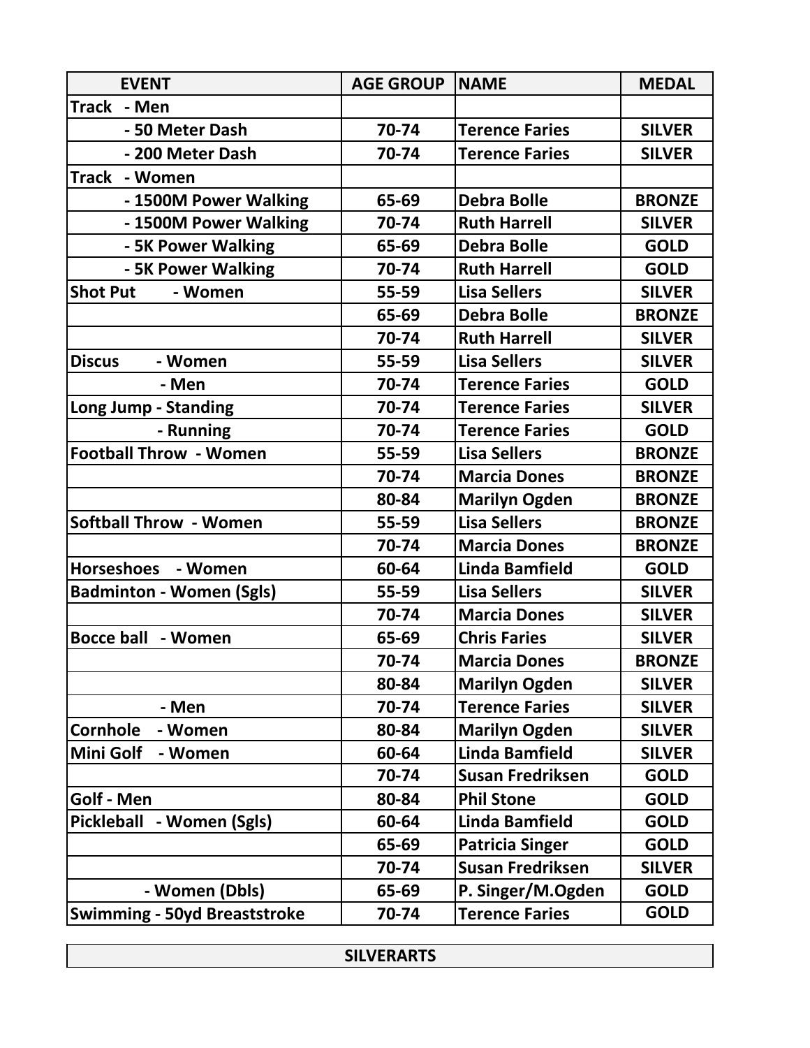| EVENT | AGE GROUP | NAME | MEDAL |
| --- | --- | --- | --- |
| **Track - Men** | | | |
| - 50 Meter Dash | 70-74 | Terence Faries | SILVER |
| - 200 Meter Dash | 70-74 | Terence Faries | SILVER |
| **Track - Women** | | | |
| - 1500M Power Walking | 65-69 | Debra Bolle | BRONZE |
| - 1500M Power Walking | 70-74 | Ruth Harrell | SILVER |
| - 5K Power Walking | 65-69 | Debra Bolle | GOLD |
| - 5K Power Walking | 70-74 | Ruth Harrell | GOLD |
| **Shot Put - Women** | 55-59 | Lisa Sellers | SILVER |
| | 65-69 | Debra Bolle | BRONZE |
| | 70-74 | Ruth Harrell | SILVER |
| **Discus - Women** | 55-59 | Lisa Sellers | SILVER |
| - Men | 70-74 | Terence Faries | GOLD |
| **Long Jump - Standing** | 70-74 | Terence Faries | SILVER |
| - Running | 70-74 | Terence Faries | GOLD |
| **Football Throw - Women** | 55-59 | Lisa Sellers | BRONZE |
| | 70-74 | Marcia Dones | BRONZE |
| | 80-84 | Marilyn Ogden | BRONZE |
| **Softball Throw - Women** | 55-59 | Lisa Sellers | BRONZE |
| | 70-74 | Marcia Dones | BRONZE |
| **Horseshoes - Women** | 60-64 | Linda Bamfield | GOLD |
| **Badminton - Women (Sgls)** | 55-59 | Lisa Sellers | SILVER |
| | 70-74 | Marcia Dones | SILVER |
| **Bocce ball - Women** | 65-69 | Chris Faries | SILVER |
| | 70-74 | Marcia Dones | BRONZE |
| | 80-84 | Marilyn Ogden | SILVER |
| - Men | 70-74 | Terence Faries | SILVER |
| **Cornhole - Women** | 80-84 | Marilyn Ogden | SILVER |
| **Mini Golf - Women** | 60-64 | Linda Bamfield | SILVER |
| | 70-74 | Susan Fredriksen | GOLD |
| **Golf - Men** | 80-84 | Phil Stone | GOLD |
| **Pickleball - Women (Sgls)** | 60-64 | Linda Bamfield | GOLD |
| | 65-69 | Patricia Singer | GOLD |
| | 70-74 | Susan Fredriksen | SILVER |
| - Women (Dbls) | 65-69 | P. Singer/M.Ogden | GOLD |
| **Swimming - 50yd Breaststroke** | 70-74 | Terence Faries | GOLD |

| SILVERARTS |
| --- |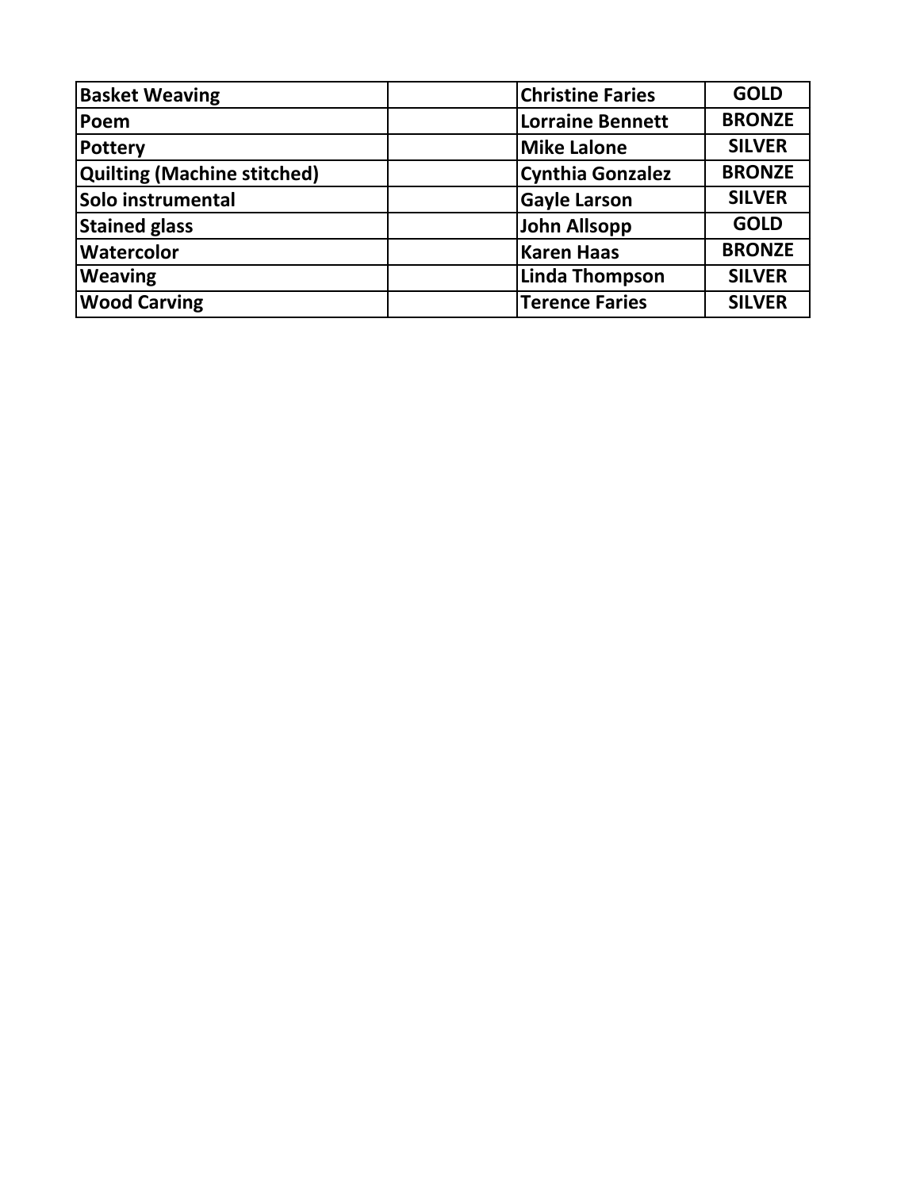| | | | |
|---|---|---|---|
| **Basket Weaving** | | **Christine Faries** | **GOLD** |
| **Poem** | | **Lorraine Bennett** | **BRONZE** |
| **Pottery** | | **Mike Lalone** | **SILVER** |
| **Quilting (Machine stitched)** | | **Cynthia Gonzalez** | **BRONZE** |
| **Solo instrumental** | | **Gayle Larson** | **SILVER** |
| **Stained glass** | | **John Allsopp** | **GOLD** |
| **Watercolor** | | **Karen Haas** | **BRONZE** |
| **Weaving** | | **Linda Thompson** | **SILVER** |
| **Wood Carving** | | **Terence Faries** | **SILVER** |